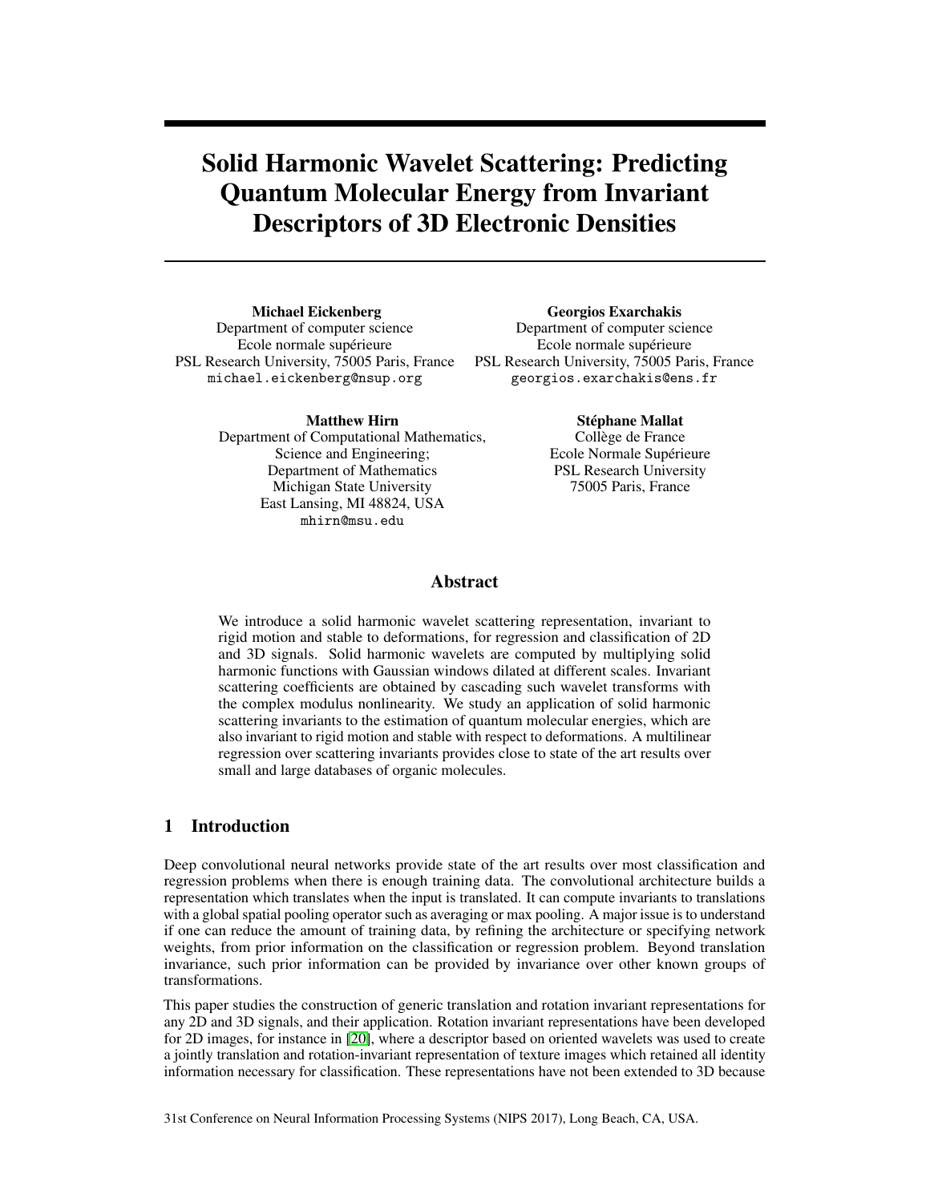# Solid Harmonic Wavelet Scattering: Predicting Quantum Molecular Energy from Invariant Descriptors of 3D Electronic Densities

**Michael Eickenberg**
Department of computer science
Ecole normale supérieure
PSL Research University, 75005 Paris, France
michael.eickenberg@nsup.org

**Georgios Exarchakis**
Department of computer science
Ecole normale supérieure
PSL Research University, 75005 Paris, France
georgios.exarchakis@ens.fr

**Matthew Hirn**
Department of Computational Mathematics, Science and Engineering;
Department of Mathematics
Michigan State University
East Lansing, MI 48824, USA
mhirn@msu.edu

**Stéphane Mallat**
Collège de France
Ecole Normale Supérieure
PSL Research University
75005 Paris, France

## Abstract

We introduce a solid harmonic wavelet scattering representation, invariant to rigid motion and stable to deformations, for regression and classification of 2D and 3D signals. Solid harmonic wavelets are computed by multiplying solid harmonic functions with Gaussian windows dilated at different scales. Invariant scattering coefficients are obtained by cascading such wavelet transforms with the complex modulus nonlinearity. We study an application of solid harmonic scattering invariants to the estimation of quantum molecular energies, which are also invariant to rigid motion and stable with respect to deformations. A multilinear regression over scattering invariants provides close to state of the art results over small and large databases of organic molecules.

## 1 Introduction

Deep convolutional neural networks provide state of the art results over most classification and regression problems when there is enough training data. The convolutional architecture builds a representation which translates when the input is translated. It can compute invariants to translations with a global spatial pooling operator such as averaging or max pooling. A major issue is to understand if one can reduce the amount of training data, by refining the architecture or specifying network weights, from prior information on the classification or regression problem. Beyond translation invariance, such prior information can be provided by invariance over other known groups of transformations.

This paper studies the construction of generic translation and rotation invariant representations for any 2D and 3D signals, and their application. Rotation invariant representations have been developed for 2D images, for instance in [20], where a descriptor based on oriented wavelets was used to create a jointly translation and rotation-invariant representation of texture images which retained all identity information necessary for classification. These representations have not been extended to 3D because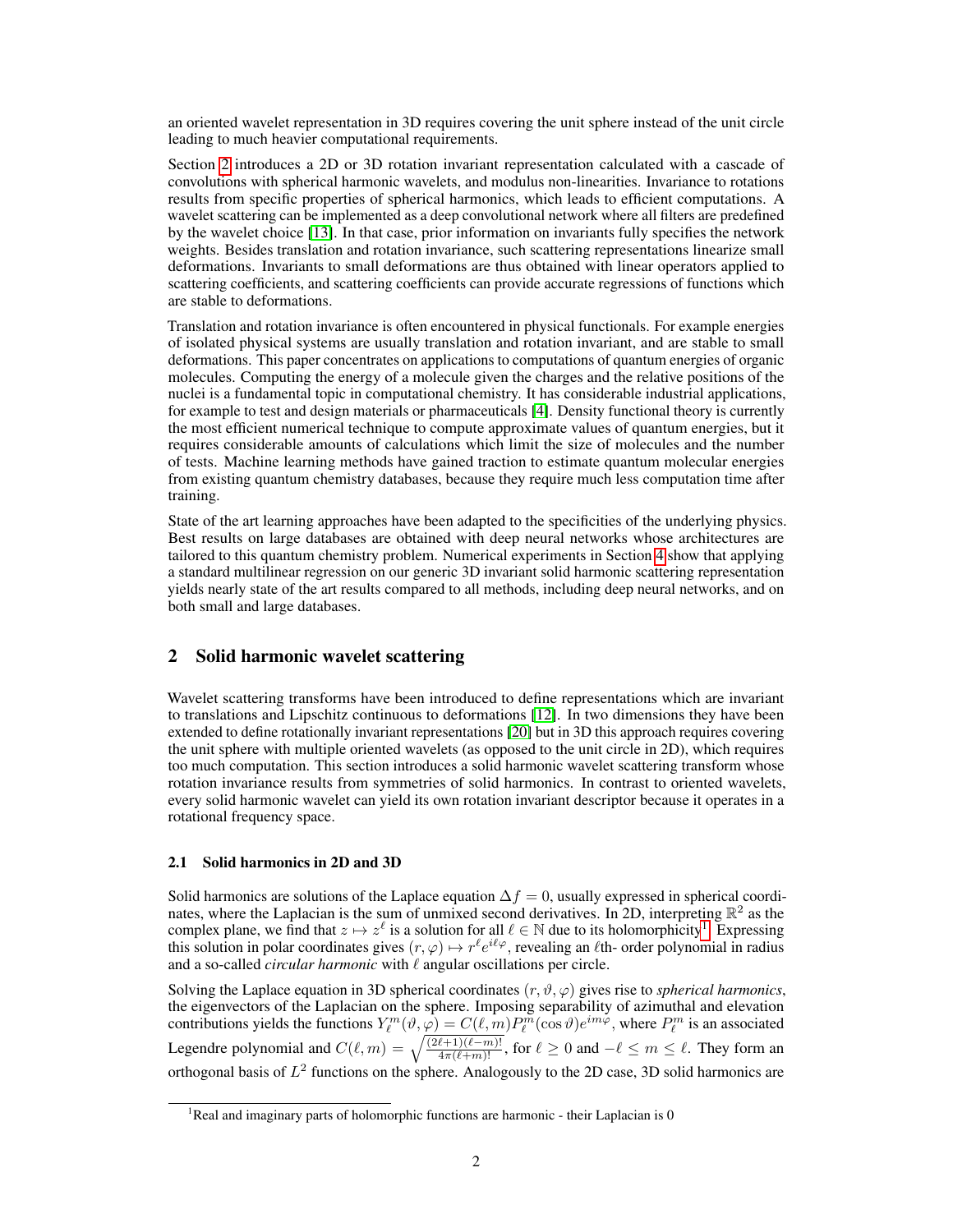an oriented wavelet representation in 3D requires covering the unit sphere instead of the unit circle leading to much heavier computational requirements.

Section 2 introduces a 2D or 3D rotation invariant representation calculated with a cascade of convolutions with spherical harmonic wavelets, and modulus non-linearities. Invariance to rotations results from specific properties of spherical harmonics, which leads to efficient computations. A wavelet scattering can be implemented as a deep convolutional network where all filters are predefined by the wavelet choice [13]. In that case, prior information on invariants fully specifies the network weights. Besides translation and rotation invariance, such scattering representations linearize small deformations. Invariants to small deformations are thus obtained with linear operators applied to scattering coefficients, and scattering coefficients can provide accurate regressions of functions which are stable to deformations.

Translation and rotation invariance is often encountered in physical functionals. For example energies of isolated physical systems are usually translation and rotation invariant, and are stable to small deformations. This paper concentrates on applications to computations of quantum energies of organic molecules. Computing the energy of a molecule given the charges and the relative positions of the nuclei is a fundamental topic in computational chemistry. It has considerable industrial applications, for example to test and design materials or pharmaceuticals [4]. Density functional theory is currently the most efficient numerical technique to compute approximate values of quantum energies, but it requires considerable amounts of calculations which limit the size of molecules and the number of tests. Machine learning methods have gained traction to estimate quantum molecular energies from existing quantum chemistry databases, because they require much less computation time after training.

State of the art learning approaches have been adapted to the specificities of the underlying physics. Best results on large databases are obtained with deep neural networks whose architectures are tailored to this quantum chemistry problem. Numerical experiments in Section 4 show that applying a standard multilinear regression on our generic 3D invariant solid harmonic scattering representation yields nearly state of the art results compared to all methods, including deep neural networks, and on both small and large databases.

## 2 Solid harmonic wavelet scattering

Wavelet scattering transforms have been introduced to define representations which are invariant to translations and Lipschitz continuous to deformations [12]. In two dimensions they have been extended to define rotationally invariant representations [20] but in 3D this approach requires covering the unit sphere with multiple oriented wavelets (as opposed to the unit circle in 2D), which requires too much computation. This section introduces a solid harmonic wavelet scattering transform whose rotation invariance results from symmetries of solid harmonics. In contrast to oriented wavelets, every solid harmonic wavelet can yield its own rotation invariant descriptor because it operates in a rotational frequency space.

### 2.1 Solid harmonics in 2D and 3D

Solid harmonics are solutions of the Laplace equation $\Delta f = 0$, usually expressed in spherical coordinates, where the Laplacian is the sum of unmixed second derivatives. In 2D, interpreting $\mathbb{R}^2$ as the complex plane, we find that $z \mapsto z^\ell$ is a solution for all $\ell \in \mathbb{N}$ due to its holomorphicity[1]. Expressing this solution in polar coordinates gives $(r, \varphi) \mapsto r^\ell e^{i\ell\varphi}$, revealing an $\ell$th- order polynomial in radius and a so-called *circular harmonic* with $\ell$ angular oscillations per circle.

Solving the Laplace equation in 3D spherical coordinates $(r, \vartheta, \varphi)$ gives rise to *spherical harmonics*, the eigenvectors of the Laplacian on the sphere. Imposing separability of azimuthal and elevation contributions yields the functions $Y_\ell^m(\vartheta, \varphi) = C(\ell, m) P_\ell^m(\cos \vartheta) e^{im\varphi}$, where $P_\ell^m$ is an associated Legendre polynomial and $C(\ell, m) = \sqrt{\frac{(2\ell+1)(\ell-m)!}{4\pi(\ell+m)!}}$, for $\ell \geq 0$ and $-\ell \leq m \leq \ell$. They form an orthogonal basis of $L^2$ functions on the sphere. Analogously to the 2D case, 3D solid harmonics are

[1] Real and imaginary parts of holomorphic functions are harmonic - their Laplacian is 0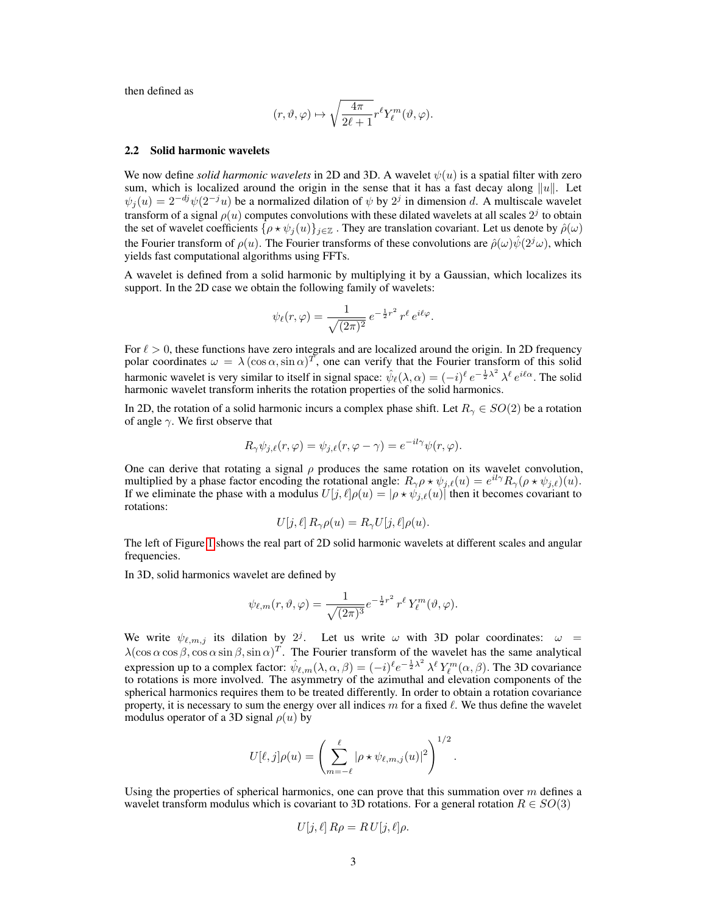then defined as

$$(r, \vartheta, \varphi) \mapsto \sqrt{\frac{4\pi}{2\ell+1}} r^\ell Y_\ell^m(\vartheta, \varphi).$$

### 2.2 Solid harmonic wavelets

We now define *solid harmonic wavelets* in 2D and 3D. A wavelet $\psi(u)$ is a spatial filter with zero sum, which is localized around the origin in the sense that it has a fast decay along $\|u\|$. Let $\psi_j(u) = 2^{-dj}\psi(2^{-j}u)$ be a normalized dilation of $\psi$ by $2^j$ in dimension $d$. A multiscale wavelet transform of a signal $\rho(u)$ computes convolutions with these dilated wavelets at all scales $2^j$ to obtain the set of wavelet coefficients $\{\rho \star \psi_j(u)\}_{j\in\mathbb{Z}}$ . They are translation covariant. Let us denote by $\hat{\rho}(\omega)$ the Fourier transform of $\rho(u)$. The Fourier transforms of these convolutions are $\hat{\rho}(\omega)\hat{\psi}(2^j\omega)$, which yields fast computational algorithms using FFTs.

A wavelet is defined from a solid harmonic by multiplying it by a Gaussian, which localizes its support. In the 2D case we obtain the following family of wavelets:

$$\psi_\ell(r, \varphi) = \frac{1}{\sqrt{(2\pi)^2}}\, e^{-\frac{1}{2}r^2}\, r^\ell\, e^{i\ell\varphi}.$$

For $\ell > 0$, these functions have zero integrals and are localized around the origin. In 2D frequency polar coordinates $\omega = \lambda\,(\cos\alpha, \sin\alpha)^T$, one can verify that the Fourier transform of this solid harmonic wavelet is very similar to itself in signal space: $\hat{\psi}_\ell(\lambda, \alpha) = (-i)^\ell\, e^{-\frac{1}{2}\lambda^2}\, \lambda^\ell\, e^{i\ell\alpha}$. The solid harmonic wavelet transform inherits the rotation properties of the solid harmonics.

In 2D, the rotation of a solid harmonic incurs a complex phase shift. Let $R_\gamma \in SO(2)$ be a rotation of angle $\gamma$. We first observe that

$$R_\gamma\psi_{j,\ell}(r, \varphi) = \psi_{j,\ell}(r, \varphi - \gamma) = e^{-il\gamma}\psi(r, \varphi).$$

One can derive that rotating a signal $\rho$ produces the same rotation on its wavelet convolution, multiplied by a phase factor encoding the rotational angle: $R_\gamma\rho \star \psi_{j,\ell}(u) = e^{il\gamma}R_\gamma(\rho \star \psi_{j,\ell})(u)$. If we eliminate the phase with a modulus $U[j,\ell]\rho(u) = |\rho \star \psi_{j,\ell}(u)|$ then it becomes covariant to rotations:

$$U[j,\ell]\, R_\gamma\rho(u) = R_\gamma U[j,\ell]\rho(u).$$

The left of Figure 1 shows the real part of 2D solid harmonic wavelets at different scales and angular frequencies.

In 3D, solid harmonics wavelet are defined by

$$\psi_{\ell,m}(r, \vartheta, \varphi) = \frac{1}{\sqrt{(2\pi)^3}} e^{-\frac{1}{2}r^2}\, r^\ell\, Y_\ell^m(\vartheta, \varphi).$$

We write $\psi_{\ell,m,j}$ its dilation by $2^j$. Let us write $\omega$ with 3D polar coordinates: $\omega = \lambda(\cos\alpha\cos\beta, \cos\alpha\sin\beta, \sin\alpha)^T$. The Fourier transform of the wavelet has the same analytical expression up to a complex factor: $\hat{\psi}_{\ell,m}(\lambda, \alpha, \beta) = (-i)^\ell e^{-\frac{1}{2}\lambda^2}\, \lambda^\ell\, Y_\ell^m(\alpha, \beta)$. The 3D covariance to rotations is more involved. The asymmetry of the azimuthal and elevation components of the spherical harmonics requires them to be treated differently. In order to obtain a rotation covariance property, it is necessary to sum the energy over all indices $m$ for a fixed $\ell$. We thus define the wavelet modulus operator of a 3D signal $\rho(u)$ by

$$U[\ell, j]\rho(u) = \left(\sum_{m=-\ell}^{\ell} |\rho \star \psi_{\ell,m,j}(u)|^2\right)^{1/2}.$$

Using the properties of spherical harmonics, one can prove that this summation over $m$ defines a wavelet transform modulus which is covariant to 3D rotations. For a general rotation $R \in SO(3)$

$$U[j,\ell]\, R\rho = R\, U[j,\ell]\rho.$$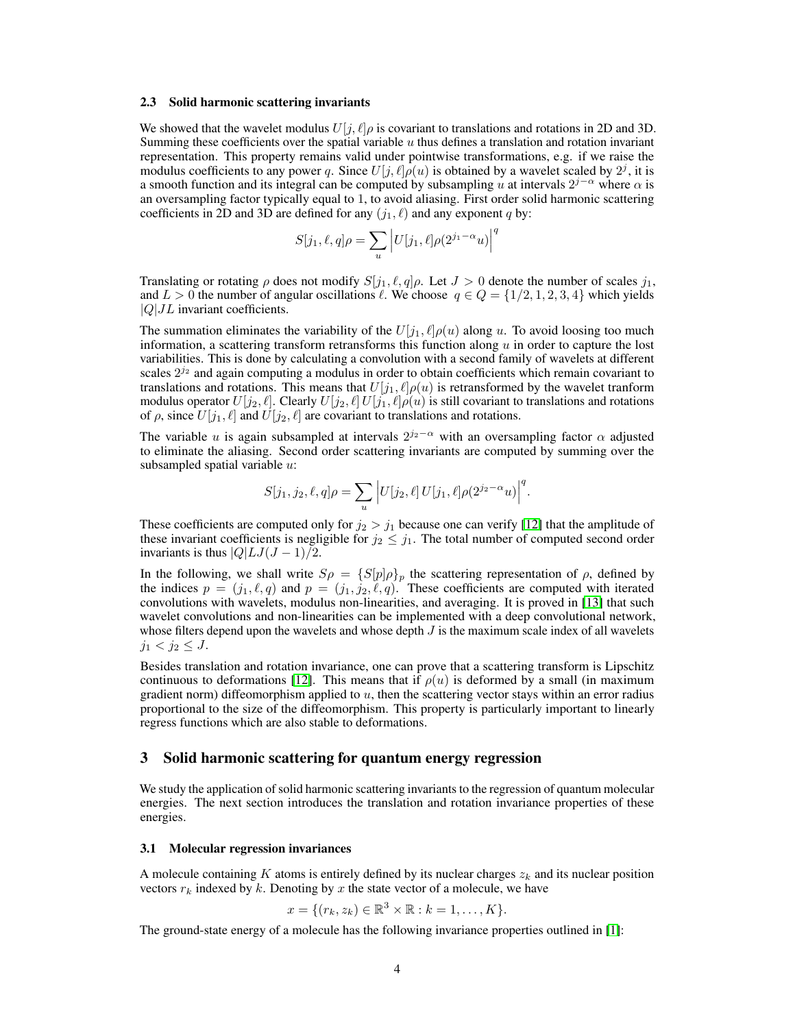### 2.3 Solid harmonic scattering invariants

We showed that the wavelet modulus $U[j,\ell]\rho$ is covariant to translations and rotations in 2D and 3D. Summing these coefficients over the spatial variable $u$ thus defines a translation and rotation invariant representation. This property remains valid under pointwise transformations, e.g. if we raise the modulus coefficients to any power $q$. Since $U[j,\ell]\rho(u)$ is obtained by a wavelet scaled by $2^j$, it is a smooth function and its integral can be computed by subsampling $u$ at intervals $2^{j-\alpha}$ where $\alpha$ is an oversampling factor typically equal to 1, to avoid aliasing. First order solid harmonic scattering coefficients in 2D and 3D are defined for any $(j_1,\ell)$ and any exponent $q$ by:

$$S[j_1,\ell,q]\rho = \sum_u \left| U[j_1,\ell]\rho(2^{j_1-\alpha}u) \right|^q$$

Translating or rotating $\rho$ does not modify $S[j_1,\ell,q]\rho$. Let $J > 0$ denote the number of scales $j_1$, and $L > 0$ the number of angular oscillations $\ell$. We choose $q \in Q = \{1/2, 1, 2, 3, 4\}$ which yields $|Q|JL$ invariant coefficients.

The summation eliminates the variability of the $U[j_1,\ell]\rho(u)$ along $u$. To avoid loosing too much information, a scattering transform retransforms this function along $u$ in order to capture the lost variabilities. This is done by calculating a convolution with a second family of wavelets at different scales $2^{j_2}$ and again computing a modulus in order to obtain coefficients which remain covariant to translations and rotations. This means that $U[j_1,\ell]\rho(u)$ is retransformed by the wavelet tranform modulus operator $U[j_2,\ell]$. Clearly $U[j_2,\ell]\,U[j_1,\ell]\rho(u)$ is still covariant to translations and rotations of $\rho$, since $U[j_1,\ell]$ and $U[j_2,\ell]$ are covariant to translations and rotations.

The variable $u$ is again subsampled at intervals $2^{j_2-\alpha}$ with an oversampling factor $\alpha$ adjusted to eliminate the aliasing. Second order scattering invariants are computed by summing over the subsampled spatial variable $u$:

$$S[j_1,j_2,\ell,q]\rho = \sum_u \left| U[j_2,\ell]\,U[j_1,\ell]\rho(2^{j_2-\alpha}u) \right|^q.$$

These coefficients are computed only for $j_2 > j_1$ because one can verify [12] that the amplitude of these invariant coefficients is negligible for $j_2 \le j_1$. The total number of computed second order invariants is thus $|Q|LJ(J-1)/2$.

In the following, we shall write $S\rho = \{S[p]\rho\}_p$ the scattering representation of $\rho$, defined by the indices $p = (j_1,\ell,q)$ and $p = (j_1,j_2,\ell,q)$. These coefficients are computed with iterated convolutions with wavelets, modulus non-linearities, and averaging. It is proved in [13] that such wavelet convolutions and non-linearities can be implemented with a deep convolutional network, whose filters depend upon the wavelets and whose depth $J$ is the maximum scale index of all wavelets $j_1 < j_2 \le J$.

Besides translation and rotation invariance, one can prove that a scattering transform is Lipschitz continuous to deformations [12]. This means that if $\rho(u)$ is deformed by a small (in maximum gradient norm) diffeomorphism applied to $u$, then the scattering vector stays within an error radius proportional to the size of the diffeomorphism. This property is particularly important to linearly regress functions which are also stable to deformations.

## 3 Solid harmonic scattering for quantum energy regression

We study the application of solid harmonic scattering invariants to the regression of quantum molecular energies. The next section introduces the translation and rotation invariance properties of these energies.

### 3.1 Molecular regression invariances

A molecule containing $K$ atoms is entirely defined by its nuclear charges $z_k$ and its nuclear position vectors $r_k$ indexed by $k$. Denoting by $x$ the state vector of a molecule, we have

$$x = \{(r_k, z_k) \in \mathbb{R}^3 \times \mathbb{R} : k = 1, \ldots, K\}.$$

The ground-state energy of a molecule has the following invariance properties outlined in [1]: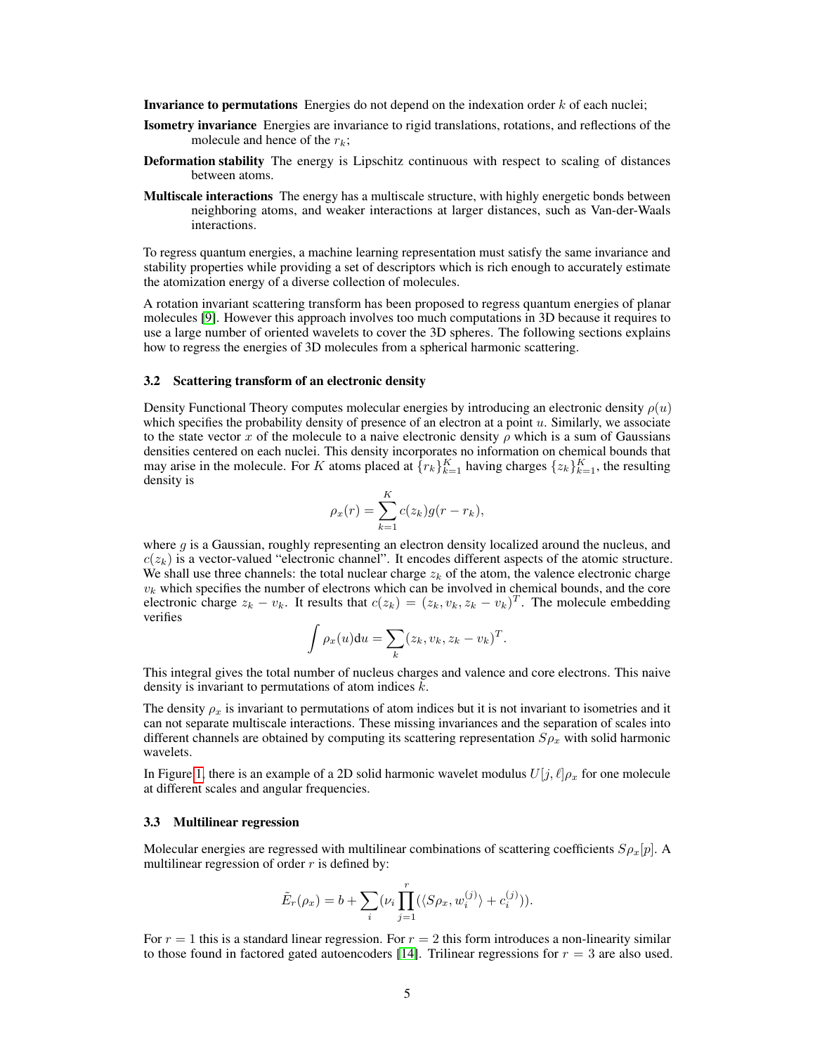**Invariance to permutations** Energies do not depend on the indexation order $k$ of each nuclei;

**Isometry invariance** Energies are invariance to rigid translations, rotations, and reflections of the molecule and hence of the $r_k$;

**Deformation stability** The energy is Lipschitz continuous with respect to scaling of distances between atoms.

**Multiscale interactions** The energy has a multiscale structure, with highly energetic bonds between neighboring atoms, and weaker interactions at larger distances, such as Van-der-Waals interactions.

To regress quantum energies, a machine learning representation must satisfy the same invariance and stability properties while providing a set of descriptors which is rich enough to accurately estimate the atomization energy of a diverse collection of molecules.

A rotation invariant scattering transform has been proposed to regress quantum energies of planar molecules [9]. However this approach involves too much computations in 3D because it requires to use a large number of oriented wavelets to cover the 3D spheres. The following sections explains how to regress the energies of 3D molecules from a spherical harmonic scattering.

### 3.2 Scattering transform of an electronic density

Density Functional Theory computes molecular energies by introducing an electronic density $\rho(u)$ which specifies the probability density of presence of an electron at a point $u$. Similarly, we associate to the state vector $x$ of the molecule to a naive electronic density $\rho$ which is a sum of Gaussians densities centered on each nuclei. This density incorporates no information on chemical bounds that may arise in the molecule. For $K$ atoms placed at $\{r_k\}_{k=1}^K$ having charges $\{z_k\}_{k=1}^K$, the resulting density is

$$\rho_x(r) = \sum_{k=1}^{K} c(z_k) g(r - r_k),$$

where $g$ is a Gaussian, roughly representing an electron density localized around the nucleus, and $c(z_k)$ is a vector-valued "electronic channel". It encodes different aspects of the atomic structure. We shall use three channels: the total nuclear charge $z_k$ of the atom, the valence electronic charge $v_k$ which specifies the number of electrons which can be involved in chemical bounds, and the core electronic charge $z_k - v_k$. It results that $c(z_k) = (z_k, v_k, z_k - v_k)^T$. The molecule embedding verifies

$$\int \rho_x(u) \mathrm{d}u = \sum_k (z_k, v_k, z_k - v_k)^T.$$

This integral gives the total number of nucleus charges and valence and core electrons. This naive density is invariant to permutations of atom indices $k$.

The density $\rho_x$ is invariant to permutations of atom indices but it is not invariant to isometries and it can not separate multiscale interactions. These missing invariances and the separation of scales into different channels are obtained by computing its scattering representation $S\rho_x$ with solid harmonic wavelets.

In Figure 1, there is an example of a 2D solid harmonic wavelet modulus $U[j, \ell]\rho_x$ for one molecule at different scales and angular frequencies.

### 3.3 Multilinear regression

Molecular energies are regressed with multilinear combinations of scattering coefficients $S\rho_x[p]$. A multilinear regression of order $r$ is defined by:

$$\tilde{E}_r(\rho_x) = b + \sum_i (\nu_i \prod_{j=1}^{r} (\langle S\rho_x, w_i^{(j)} \rangle + c_i^{(j)})).$$

For $r = 1$ this is a standard linear regression. For $r = 2$ this form introduces a non-linearity similar to those found in factored gated autoencoders [14]. Trilinear regressions for $r = 3$ are also used.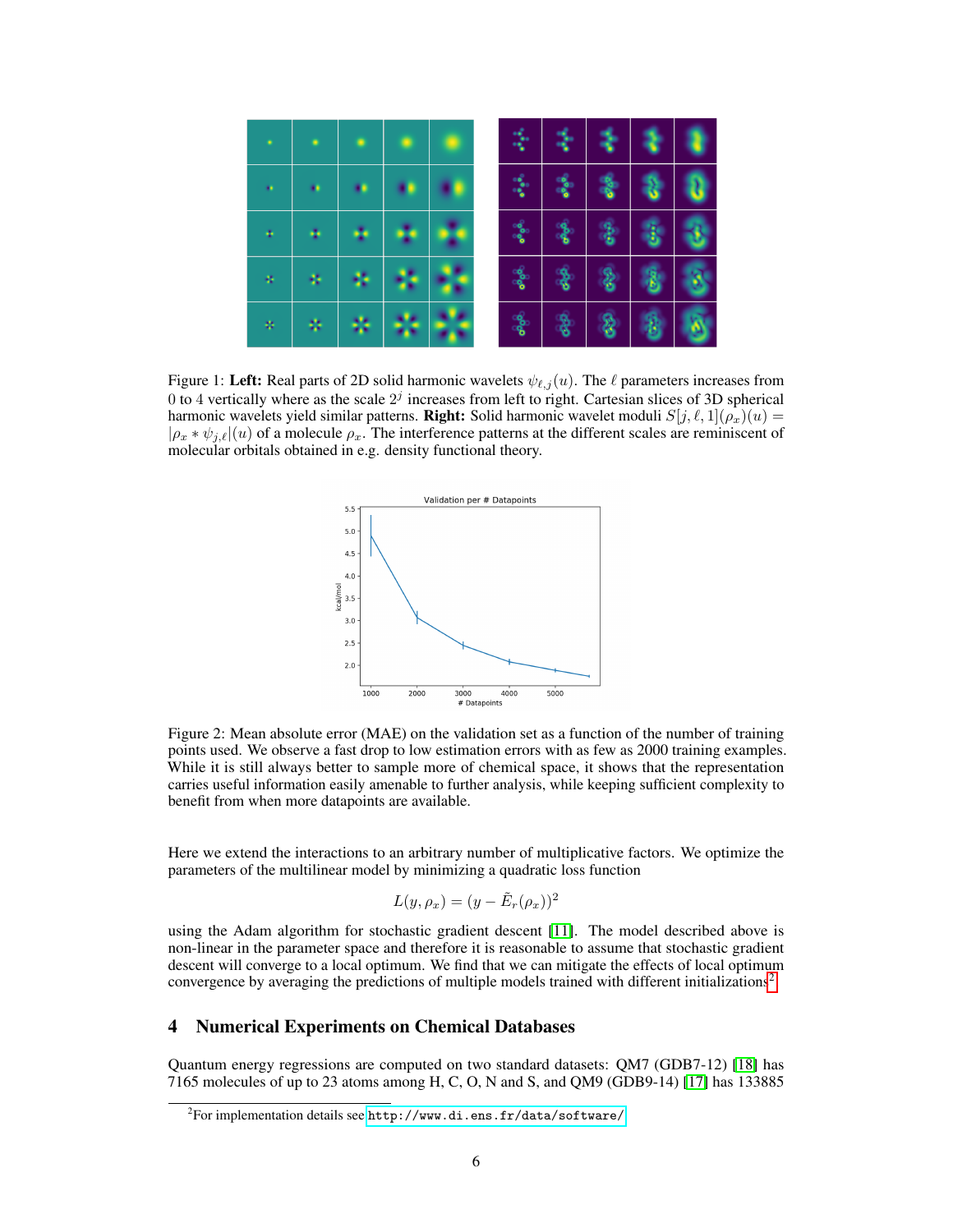Figure 1: **Left:** Real parts of 2D solid harmonic wavelets $\psi_{\ell,j}(u)$. The $\ell$ parameters increases from 0 to 4 vertically where as the scale $2^j$ increases from left to right. Cartesian slices of 3D spherical harmonic wavelets yield similar patterns. **Right:** Solid harmonic wavelet moduli $S[j, \ell, 1](\rho_x)(u) = |\rho_x * \psi_{j,\ell}|(u)$ of a molecule $\rho_x$. The interference patterns at the different scales are reminiscent of molecular orbitals obtained in e.g. density functional theory.

Figure 2: Mean absolute error (MAE) on the validation set as a function of the number of training points used. We observe a fast drop to low estimation errors with as few as 2000 training examples. While it is still always better to sample more of chemical space, it shows that the representation carries useful information easily amenable to further analysis, while keeping sufficient complexity to benefit from when more datapoints are available.

Here we extend the interactions to an arbitrary number of multiplicative factors. We optimize the parameters of the multilinear model by minimizing a quadratic loss function

$$L(y, \rho_x) = (y - \tilde{E}_r(\rho_x))^2$$

using the Adam algorithm for stochastic gradient descent [11]. The model described above is non-linear in the parameter space and therefore it is reasonable to assume that stochastic gradient descent will converge to a local optimum. We find that we can mitigate the effects of local optimum convergence by averaging the predictions of multiple models trained with different initializations[2].

## 4 Numerical Experiments on Chemical Databases

Quantum energy regressions are computed on two standard datasets: QM7 (GDB7-12) [18] has 7165 molecules of up to 23 atoms among H, C, O, N and S, and QM9 (GDB9-14) [17] has 133885

[2]For implementation details see http://www.di.ens.fr/data/software/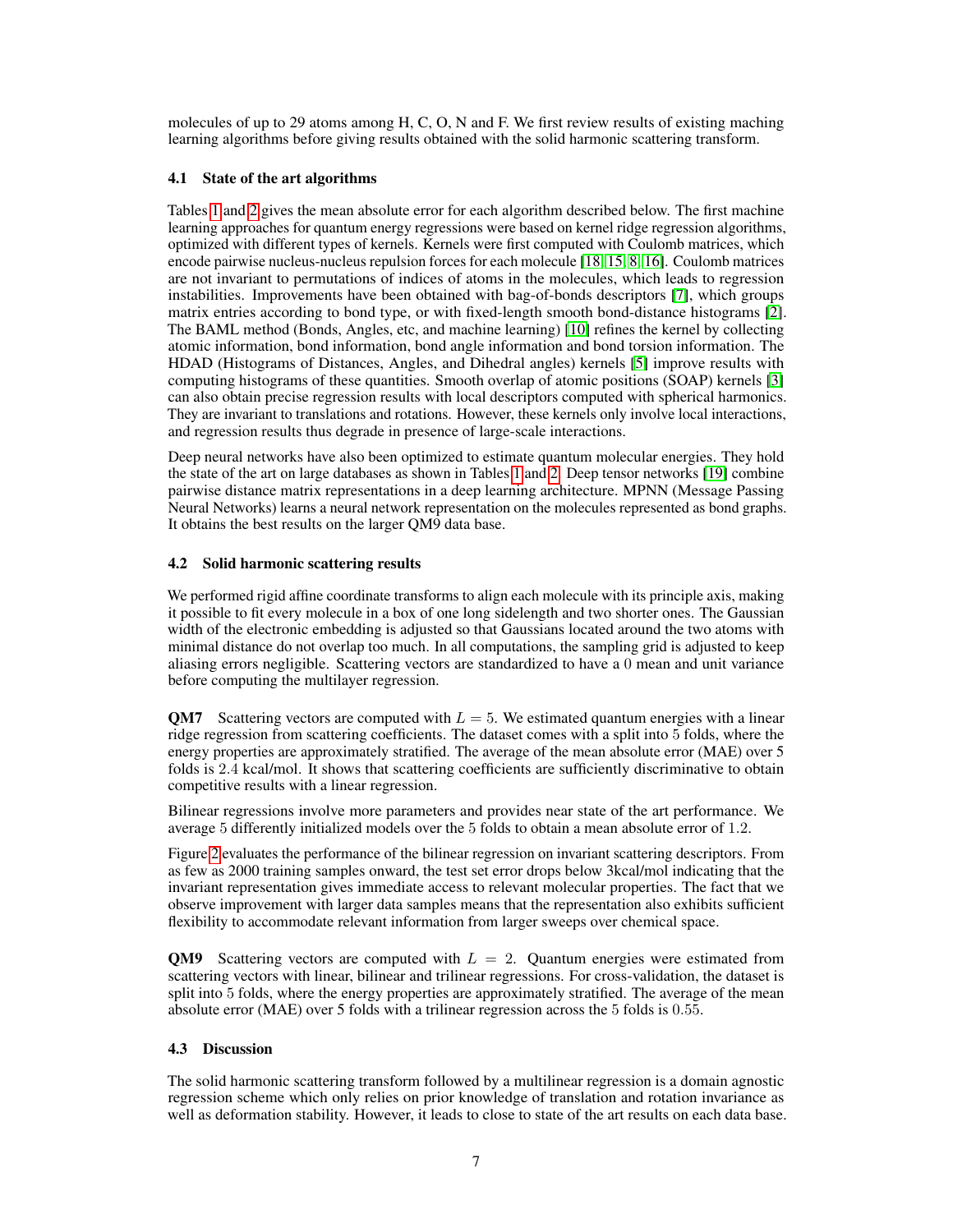molecules of up to 29 atoms among H, C, O, N and F. We first review results of existing maching learning algorithms before giving results obtained with the solid harmonic scattering transform.

### 4.1 State of the art algorithms

Tables 1 and 2 gives the mean absolute error for each algorithm described below. The first machine learning approaches for quantum energy regressions were based on kernel ridge regression algorithms, optimized with different types of kernels. Kernels were first computed with Coulomb matrices, which encode pairwise nucleus-nucleus repulsion forces for each molecule [18, 15, 8, 16]. Coulomb matrices are not invariant to permutations of indices of atoms in the molecules, which leads to regression instabilities. Improvements have been obtained with bag-of-bonds descriptors [7], which groups matrix entries according to bond type, or with fixed-length smooth bond-distance histograms [2]. The BAML method (Bonds, Angles, etc, and machine learning) [10] refines the kernel by collecting atomic information, bond information, bond angle information and bond torsion information. The HDAD (Histograms of Distances, Angles, and Dihedral angles) kernels [5] improve results with computing histograms of these quantities. Smooth overlap of atomic positions (SOAP) kernels [3] can also obtain precise regression results with local descriptors computed with spherical harmonics. They are invariant to translations and rotations. However, these kernels only involve local interactions, and regression results thus degrade in presence of large-scale interactions.

Deep neural networks have also been optimized to estimate quantum molecular energies. They hold the state of the art on large databases as shown in Tables 1 and 2. Deep tensor networks [19] combine pairwise distance matrix representations in a deep learning architecture. MPNN (Message Passing Neural Networks) learns a neural network representation on the molecules represented as bond graphs. It obtains the best results on the larger QM9 data base.

### 4.2 Solid harmonic scattering results

We performed rigid affine coordinate transforms to align each molecule with its principle axis, making it possible to fit every molecule in a box of one long sidelength and two shorter ones. The Gaussian width of the electronic embedding is adjusted so that Gaussians located around the two atoms with minimal distance do not overlap too much. In all computations, the sampling grid is adjusted to keep aliasing errors negligible. Scattering vectors are standardized to have a 0 mean and unit variance before computing the multilayer regression.

**QM7** Scattering vectors are computed with $L = 5$. We estimated quantum energies with a linear ridge regression from scattering coefficients. The dataset comes with a split into 5 folds, where the energy properties are approximately stratified. The average of the mean absolute error (MAE) over 5 folds is 2.4 kcal/mol. It shows that scattering coefficients are sufficiently discriminative to obtain competitive results with a linear regression.

Bilinear regressions involve more parameters and provides near state of the art performance. We average 5 differently initialized models over the 5 folds to obtain a mean absolute error of 1.2.

Figure 2 evaluates the performance of the bilinear regression on invariant scattering descriptors. From as few as 2000 training samples onward, the test set error drops below 3kcal/mol indicating that the invariant representation gives immediate access to relevant molecular properties. The fact that we observe improvement with larger data samples means that the representation also exhibits sufficient flexibility to accommodate relevant information from larger sweeps over chemical space.

**QM9** Scattering vectors are computed with $L = 2$. Quantum energies were estimated from scattering vectors with linear, bilinear and trilinear regressions. For cross-validation, the dataset is split into 5 folds, where the energy properties are approximately stratified. The average of the mean absolute error (MAE) over 5 folds with a trilinear regression across the 5 folds is 0.55.

### 4.3 Discussion

The solid harmonic scattering transform followed by a multilinear regression is a domain agnostic regression scheme which only relies on prior knowledge of translation and rotation invariance as well as deformation stability. However, it leads to close to state of the art results on each data base.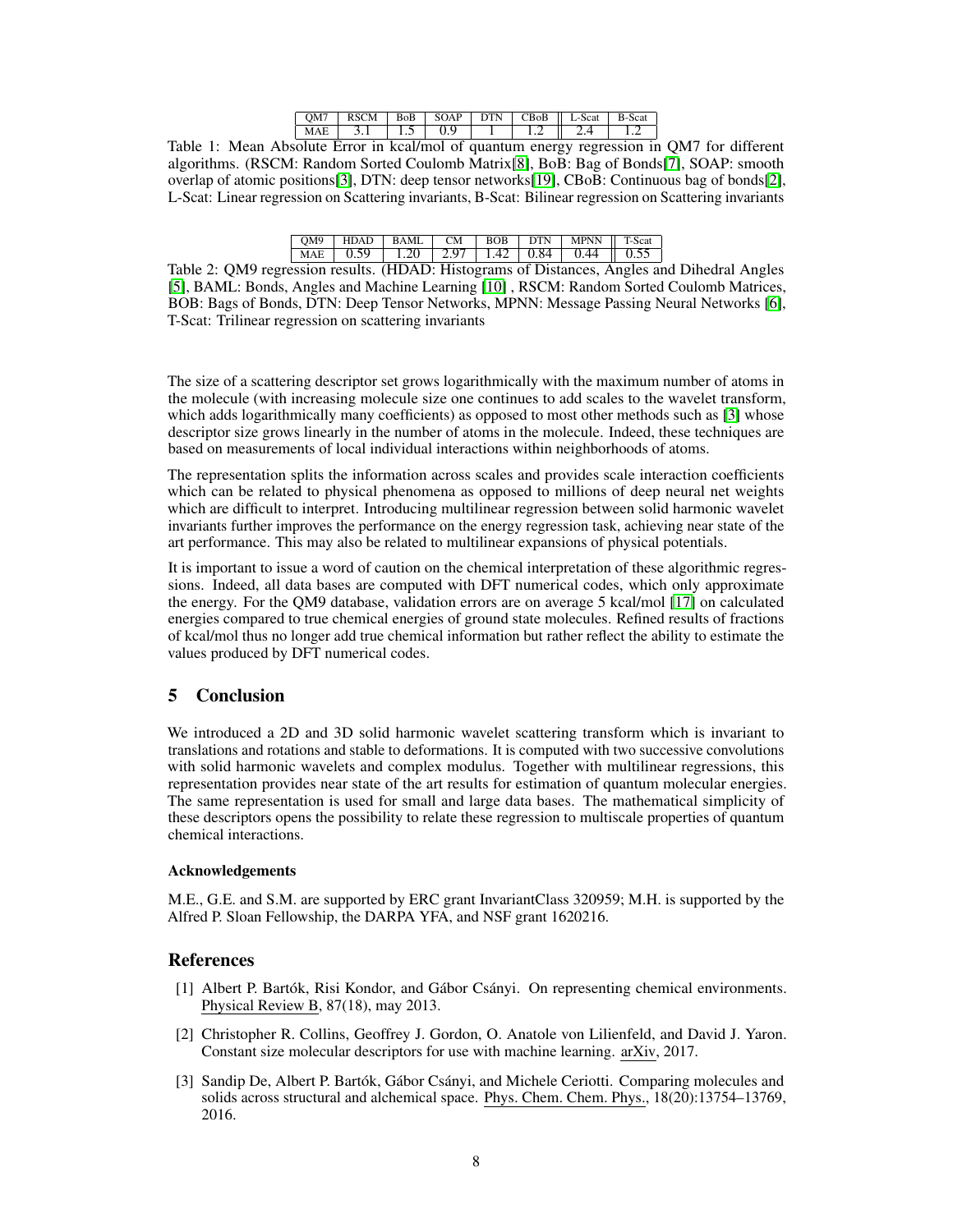| QM7 | RSCM | BoB | SOAP | DTN | CBoB | L-Scat | B-Scat |
|---|---|---|---|---|---|---|---|
| MAE | 3.1 | 1.5 | 0.9 | 1 | 1.2 | 2.4 | 1.2 |

Table 1: Mean Absolute Error in kcal/mol of quantum energy regression in QM7 for different algorithms. (RSCM: Random Sorted Coulomb Matrix[8], BoB: Bag of Bonds[7], SOAP: smooth overlap of atomic positions[3], DTN: deep tensor networks[19], CBoB: Continuous bag of bonds[2], L-Scat: Linear regression on Scattering invariants, B-Scat: Bilinear regression on Scattering invariants

| QM9 | HDAD | BAML | CM | BOB | DTN | MPNN | T-Scat |
|---|---|---|---|---|---|---|---|
| MAE | 0.59 | 1.20 | 2.97 | 1.42 | 0.84 | 0.44 | 0.55 |

Table 2: QM9 regression results. (HDAD: Histograms of Distances, Angles and Dihedral Angles [5], BAML: Bonds, Angles and Machine Learning [10] , RSCM: Random Sorted Coulomb Matrices, BOB: Bags of Bonds, DTN: Deep Tensor Networks, MPNN: Message Passing Neural Networks [6], T-Scat: Trilinear regression on scattering invariants

The size of a scattering descriptor set grows logarithmically with the maximum number of atoms in the molecule (with increasing molecule size one continues to add scales to the wavelet transform, which adds logarithmically many coefficients) as opposed to most other methods such as [3] whose descriptor size grows linearly in the number of atoms in the molecule. Indeed, these techniques are based on measurements of local individual interactions within neighborhoods of atoms.

The representation splits the information across scales and provides scale interaction coefficients which can be related to physical phenomena as opposed to millions of deep neural net weights which are difficult to interpret. Introducing multilinear regression between solid harmonic wavelet invariants further improves the performance on the energy regression task, achieving near state of the art performance. This may also be related to multilinear expansions of physical potentials.

It is important to issue a word of caution on the chemical interpretation of these algorithmic regressions. Indeed, all data bases are computed with DFT numerical codes, which only approximate the energy. For the QM9 database, validation errors are on average 5 kcal/mol [17] on calculated energies compared to true chemical energies of ground state molecules. Refined results of fractions of kcal/mol thus no longer add true chemical information but rather reflect the ability to estimate the values produced by DFT numerical codes.

## 5 Conclusion

We introduced a 2D and 3D solid harmonic wavelet scattering transform which is invariant to translations and rotations and stable to deformations. It is computed with two successive convolutions with solid harmonic wavelets and complex modulus. Together with multilinear regressions, this representation provides near state of the art results for estimation of quantum molecular energies. The same representation is used for small and large data bases. The mathematical simplicity of these descriptors opens the possibility to relate these regression to multiscale properties of quantum chemical interactions.

#### Acknowledgements

M.E., G.E. and S.M. are supported by ERC grant InvariantClass 320959; M.H. is supported by the Alfred P. Sloan Fellowship, the DARPA YFA, and NSF grant 1620216.

## References

[1] Albert P. Bartók, Risi Kondor, and Gábor Csányi. On representing chemical environments. Physical Review B, 87(18), may 2013.

[2] Christopher R. Collins, Geoffrey J. Gordon, O. Anatole von Lilienfeld, and David J. Yaron. Constant size molecular descriptors for use with machine learning. arXiv, 2017.

[3] Sandip De, Albert P. Bartók, Gábor Csányi, and Michele Ceriotti. Comparing molecules and solids across structural and alchemical space. Phys. Chem. Chem. Phys., 18(20):13754–13769, 2016.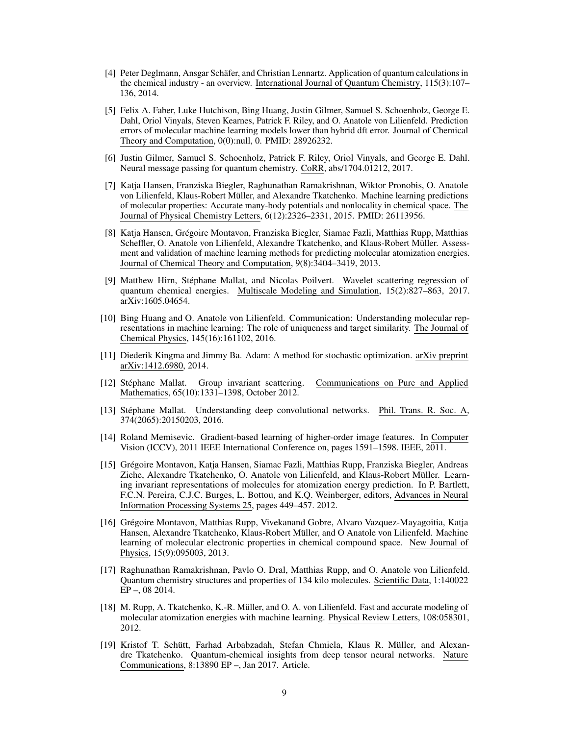[4] Peter Deglmann, Ansgar Schäfer, and Christian Lennartz. Application of quantum calculations in the chemical industry - an overview. International Journal of Quantum Chemistry, 115(3):107–136, 2014.

[5] Felix A. Faber, Luke Hutchison, Bing Huang, Justin Gilmer, Samuel S. Schoenholz, George E. Dahl, Oriol Vinyals, Steven Kearnes, Patrick F. Riley, and O. Anatole von Lilienfeld. Prediction errors of molecular machine learning models lower than hybrid dft error. Journal of Chemical Theory and Computation, 0(0):null, 0. PMID: 28926232.

[6] Justin Gilmer, Samuel S. Schoenholz, Patrick F. Riley, Oriol Vinyals, and George E. Dahl. Neural message passing for quantum chemistry. CoRR, abs/1704.01212, 2017.

[7] Katja Hansen, Franziska Biegler, Raghunathan Ramakrishnan, Wiktor Pronobis, O. Anatole von Lilienfeld, Klaus-Robert Müller, and Alexandre Tkatchenko. Machine learning predictions of molecular properties: Accurate many-body potentials and nonlocality in chemical space. The Journal of Physical Chemistry Letters, 6(12):2326–2331, 2015. PMID: 26113956.

[8] Katja Hansen, Grégoire Montavon, Franziska Biegler, Siamac Fazli, Matthias Rupp, Matthias Scheffler, O. Anatole von Lilienfeld, Alexandre Tkatchenko, and Klaus-Robert Müller. Assessment and validation of machine learning methods for predicting molecular atomization energies. Journal of Chemical Theory and Computation, 9(8):3404–3419, 2013.

[9] Matthew Hirn, Stéphane Mallat, and Nicolas Poilvert. Wavelet scattering regression of quantum chemical energies. Multiscale Modeling and Simulation, 15(2):827–863, 2017. arXiv:1605.04654.

[10] Bing Huang and O. Anatole von Lilienfeld. Communication: Understanding molecular representations in machine learning: The role of uniqueness and target similarity. The Journal of Chemical Physics, 145(16):161102, 2016.

[11] Diederik Kingma and Jimmy Ba. Adam: A method for stochastic optimization. arXiv preprint arXiv:1412.6980, 2014.

[12] Stéphane Mallat. Group invariant scattering. Communications on Pure and Applied Mathematics, 65(10):1331–1398, October 2012.

[13] Stéphane Mallat. Understanding deep convolutional networks. Phil. Trans. R. Soc. A, 374(2065):20150203, 2016.

[14] Roland Memisevic. Gradient-based learning of higher-order image features. In Computer Vision (ICCV), 2011 IEEE International Conference on, pages 1591–1598. IEEE, 2011.

[15] Grégoire Montavon, Katja Hansen, Siamac Fazli, Matthias Rupp, Franziska Biegler, Andreas Ziehe, Alexandre Tkatchenko, O. Anatole von Lilienfeld, and Klaus-Robert Müller. Learning invariant representations of molecules for atomization energy prediction. In P. Bartlett, F.C.N. Pereira, C.J.C. Burges, L. Bottou, and K.Q. Weinberger, editors, Advances in Neural Information Processing Systems 25, pages 449–457. 2012.

[16] Grégoire Montavon, Matthias Rupp, Vivekanand Gobre, Alvaro Vazquez-Mayagoitia, Katja Hansen, Alexandre Tkatchenko, Klaus-Robert Müller, and O Anatole von Lilienfeld. Machine learning of molecular electronic properties in chemical compound space. New Journal of Physics, 15(9):095003, 2013.

[17] Raghunathan Ramakrishnan, Pavlo O. Dral, Matthias Rupp, and O. Anatole von Lilienfeld. Quantum chemistry structures and properties of 134 kilo molecules. Scientific Data, 1:140022 EP –, 08 2014.

[18] M. Rupp, A. Tkatchenko, K.-R. Müller, and O. A. von Lilienfeld. Fast and accurate modeling of molecular atomization energies with machine learning. Physical Review Letters, 108:058301, 2012.

[19] Kristof T. Schütt, Farhad Arbabzadah, Stefan Chmiela, Klaus R. Müller, and Alexandre Tkatchenko. Quantum-chemical insights from deep tensor neural networks. Nature Communications, 8:13890 EP –, Jan 2017. Article.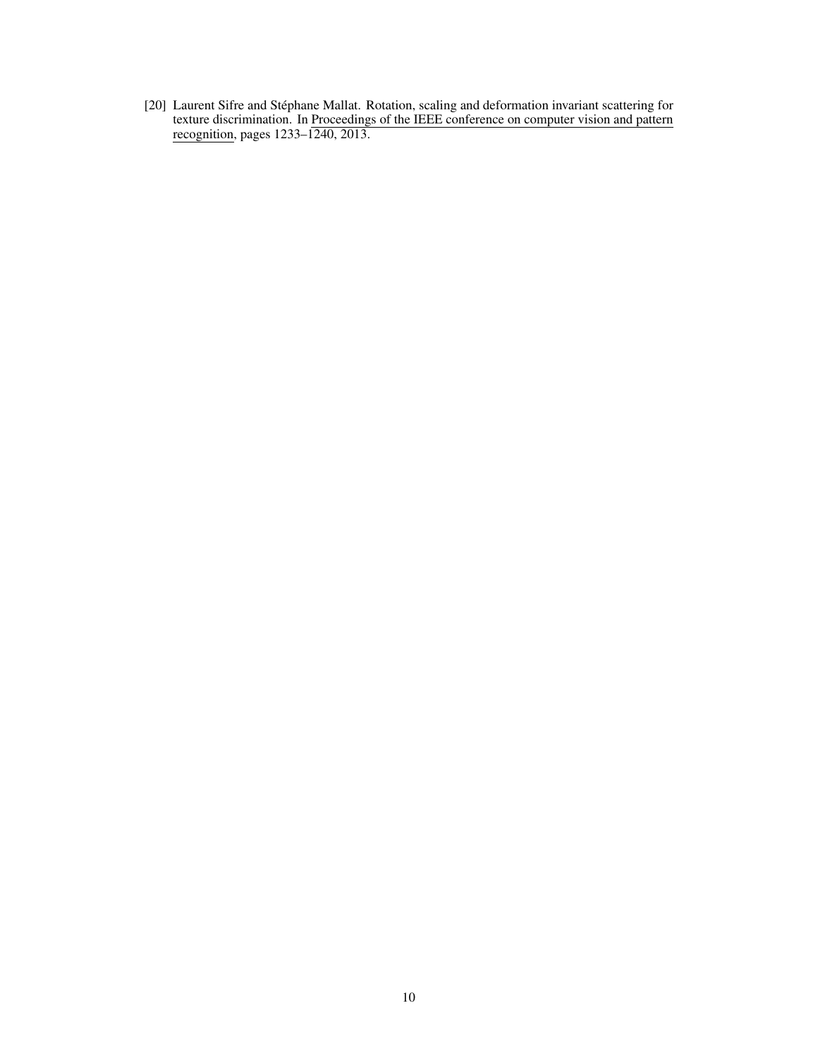[20] Laurent Sifre and Stéphane Mallat. Rotation, scaling and deformation invariant scattering for texture discrimination. In Proceedings of the IEEE conference on computer vision and pattern recognition, pages 1233–1240, 2013.